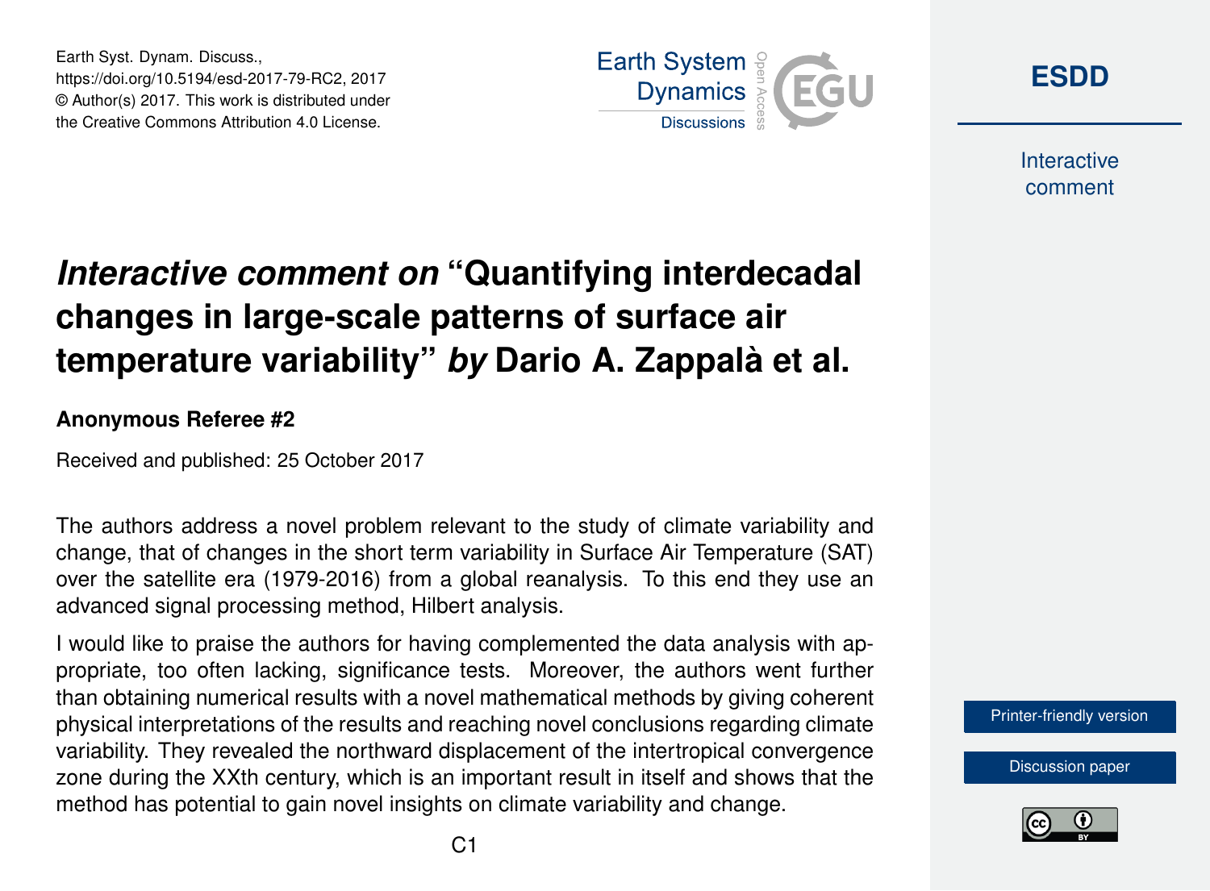# *Interactive comment on* "Quantifying interdecadal changes in large-scale patterns of surface air temperature variability" *by* Dario A. Zappalà et al.

**Anonymous Referee #2**

Received and published: 25 October 2017

The authors address a novel problem relevant to the study of climate variability and change, that of changes in the short term variability in Surface Air Temperature (SAT) over the satellite era (1979-2016) from a global reanalysis. To this end they use an advanced signal processing method, Hilbert analysis.

I would like to praise the authors for having complemented the data analysis with appropriate, too often lacking, significance tests. Moreover, the authors went further than obtaining numerical results with a novel mathematical methods by giving coherent physical interpretations of the results and reaching novel conclusions regarding climate variability. They revealed the northward displacement of the intertropical convergence zone during the XXth century, which is an important result in itself and shows that the method has potential to gain novel insights on climate variability and change.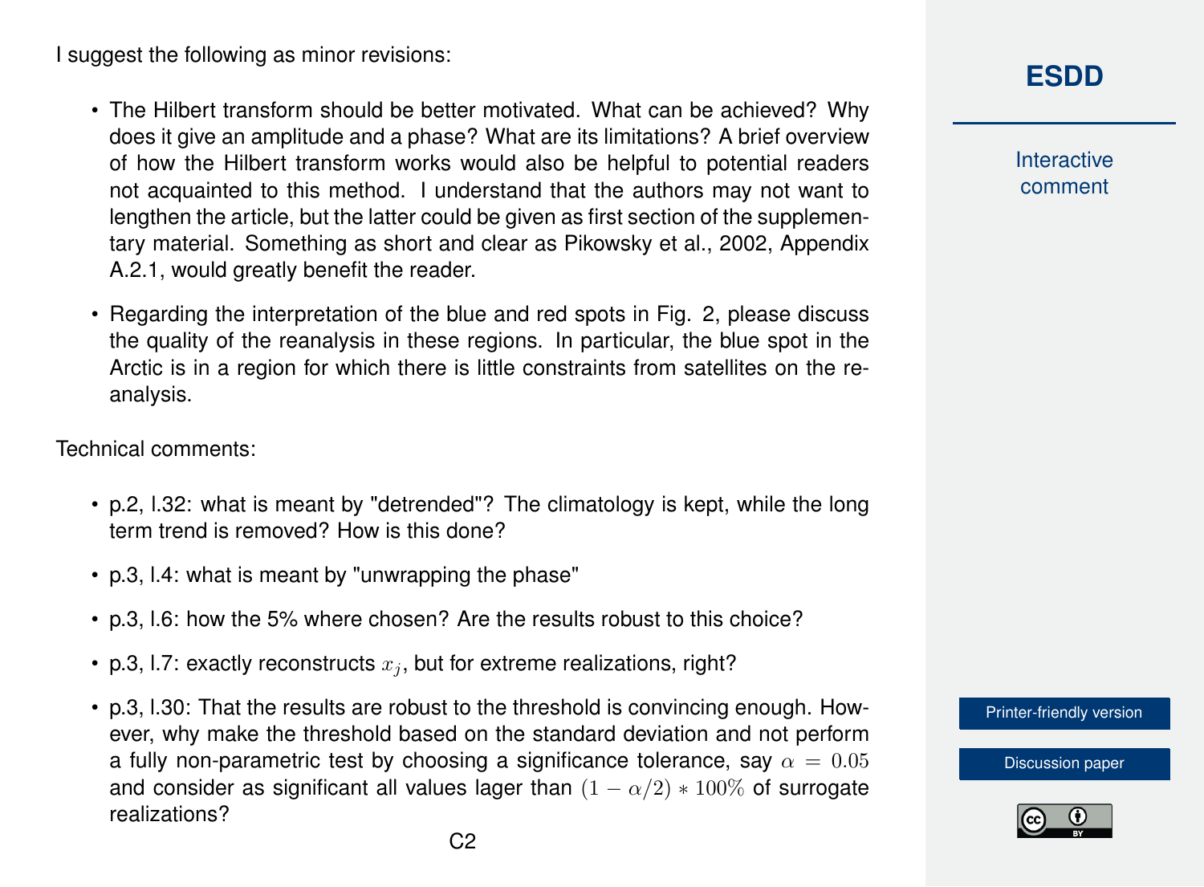I suggest the following as minor revisions:

- The Hilbert transform should be better motivated. What can be achieved? Why does it give an amplitude and a phase? What are its limitations? A brief overview of how the Hilbert transform works would also be helpful to potential readers not acquainted to this method. I understand that the authors may not want to lengthen the article, but the latter could be given as first section of the supplementary material. Something as short and clear as Pikowsky et al., 2002, Appendix A.2.1, would greatly benefit the reader.
- Regarding the interpretation of the blue and red spots in Fig. 2, please discuss the quality of the reanalysis in these regions. In particular, the blue spot in the Arctic is in a region for which there is little constraints from satellites on the reanalysis.

Technical comments:

- p.2, l.32: what is meant by "detrended"? The climatology is kept, while the long term trend is removed? How is this done?
- p.3, l.4: what is meant by "unwrapping the phase"
- p.3, l.6: how the 5% where chosen? Are the results robust to this choice?
- p.3, l.7: exactly reconstructs $x_j$, but for extreme realizations, right?
- p.3, l.30: That the results are robust to the threshold is convincing enough. However, why make the threshold based on the standard deviation and not perform a fully non-parametric test by choosing a significance tolerance, say $\alpha = 0.05$ and consider as significant all values lager than $(1 - \alpha/2) * 100\%$ of surrogate realizations?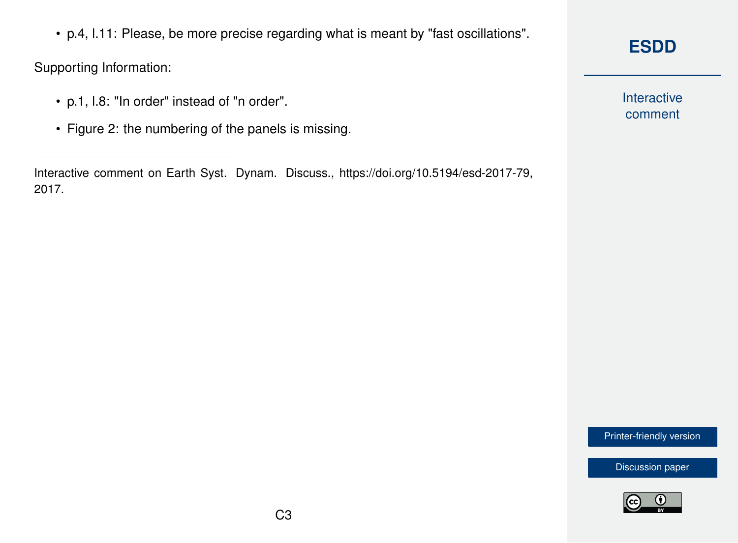- p.4, l.11: Please, be more precise regarding what is meant by "fast oscillations".

Supporting Information:

- p.1, l.8: "In order" instead of "n order".
- Figure 2: the numbering of the panels is missing.

---

Interactive comment on Earth Syst. Dynam. Discuss., https://doi.org/10.5194/esd-2017-79, 2017.